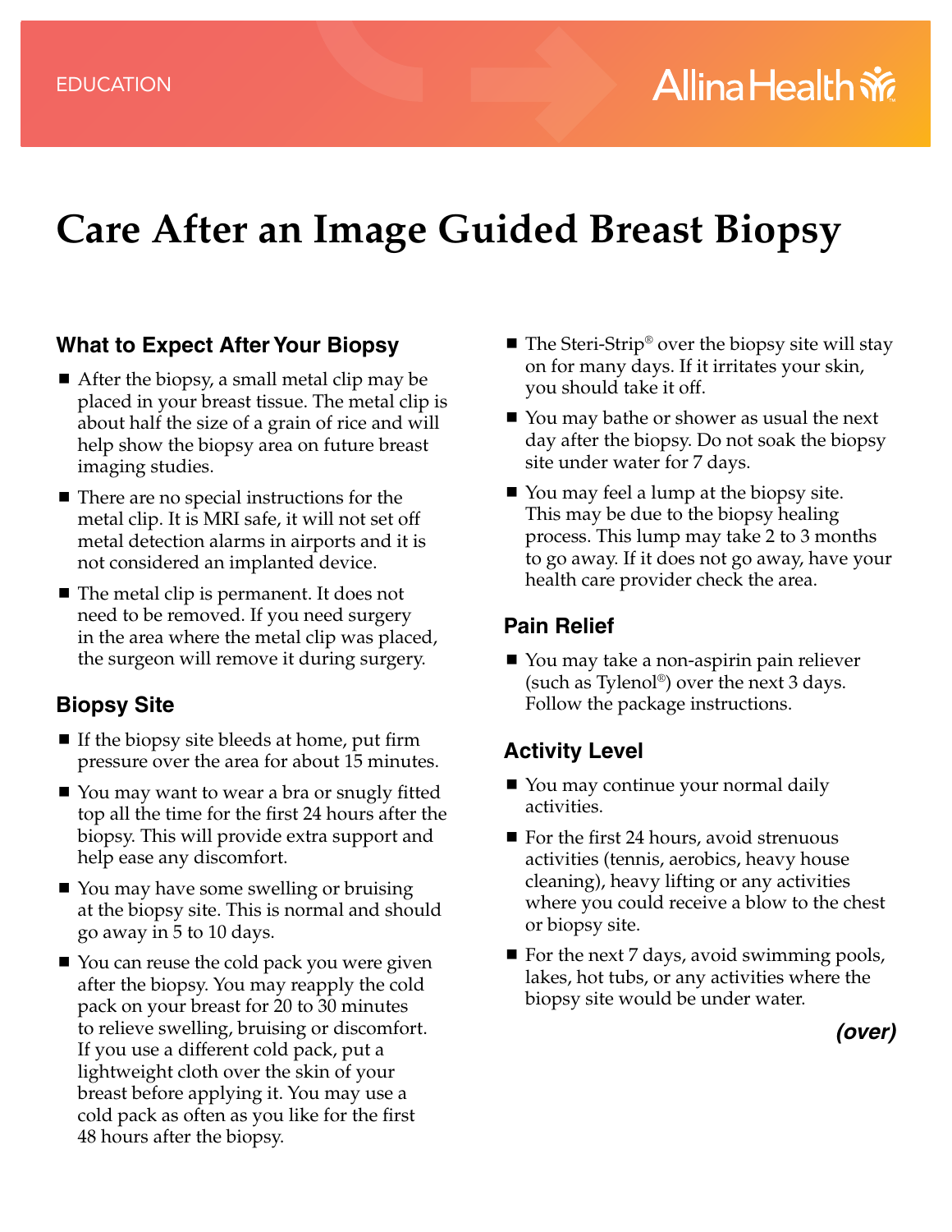EDUCATION

# Care After an Image Guided Breast Biopsy

## What to Expect After Your Biopsy

- After the biopsy, a small metal clip may be placed in your breast tissue. The metal clip is about half the size of a grain of rice and will help show the biopsy area on future breast imaging studies.
- There are no special instructions for the metal clip. It is MRI safe, it will not set off metal detection alarms in airports and it is not considered an implanted device.
- The metal clip is permanent. It does not need to be removed. If you need surgery in the area where the metal clip was placed, the surgeon will remove it during surgery.

## Biopsy Site

- If the biopsy site bleeds at home, put firm pressure over the area for about 15 minutes.
- You may want to wear a bra or snugly fitted top all the time for the first 24 hours after the biopsy. This will provide extra support and help ease any discomfort.
- You may have some swelling or bruising at the biopsy site. This is normal and should go away in 5 to 10 days.
- You can reuse the cold pack you were given after the biopsy. You may reapply the cold pack on your breast for 20 to 30 minutes to relieve swelling, bruising or discomfort. If you use a different cold pack, put a lightweight cloth over the skin of your breast before applying it. You may use a cold pack as often as you like for the first 48 hours after the biopsy.
- The Steri-Strip® over the biopsy site will stay on for many days. If it irritates your skin, you should take it off.
- You may bathe or shower as usual the next day after the biopsy. Do not soak the biopsy site under water for 7 days.
- You may feel a lump at the biopsy site. This may be due to the biopsy healing process. This lump may take 2 to 3 months to go away. If it does not go away, have your health care provider check the area.

## Pain Relief

- You may take a non-aspirin pain reliever (such as Tylenol®) over the next 3 days. Follow the package instructions.

## Activity Level

- You may continue your normal daily activities.
- For the first 24 hours, avoid strenuous activities (tennis, aerobics, heavy house cleaning), heavy lifting or any activities where you could receive a blow to the chest or biopsy site.
- For the next 7 days, avoid swimming pools, lakes, hot tubs, or any activities where the biopsy site would be under water.

***(over)***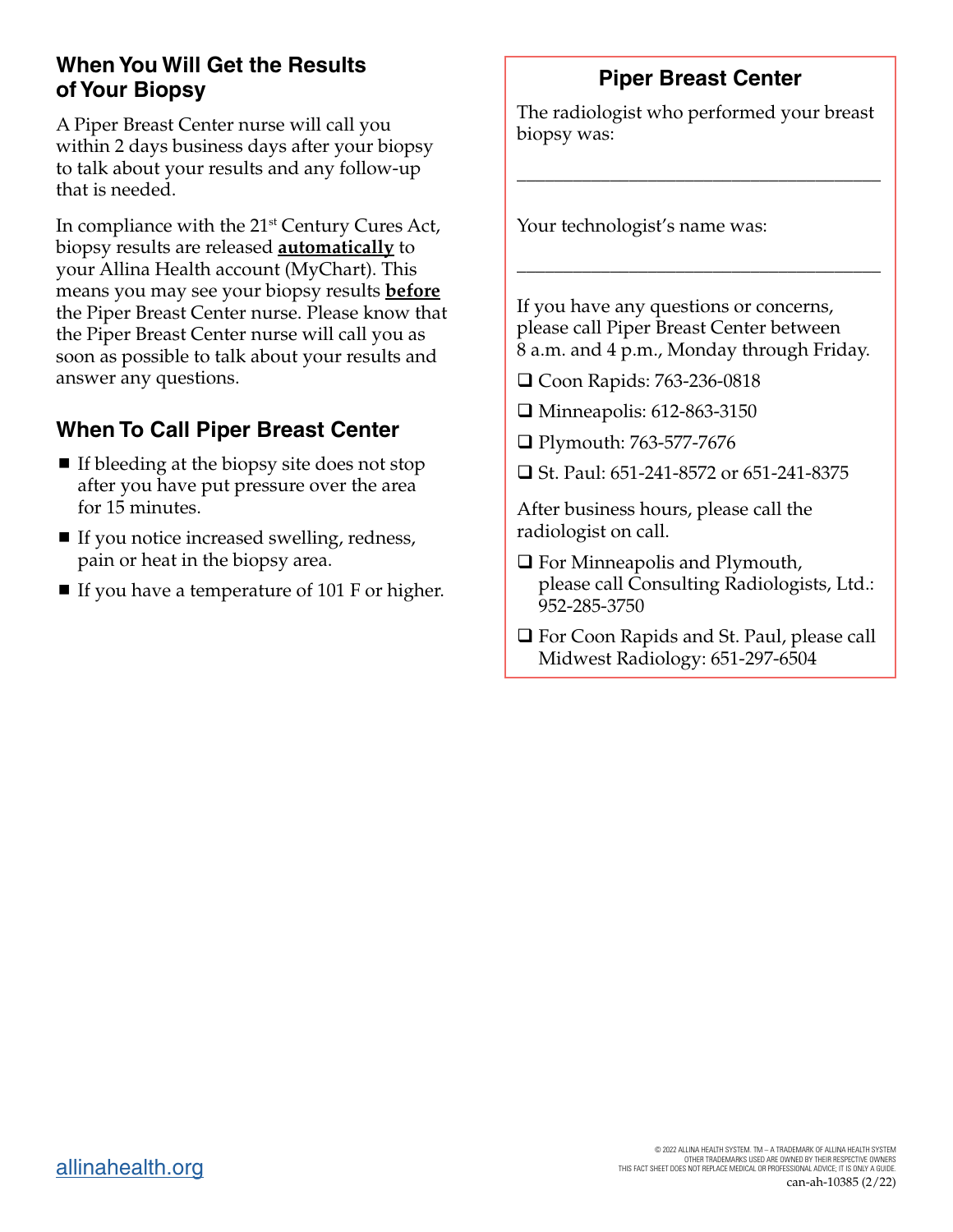## When You Will Get the Results of Your Biopsy

A Piper Breast Center nurse will call you within 2 days business days after your biopsy to talk about your results and any follow-up that is needed.

In compliance with the 21st Century Cures Act, biopsy results are released **automatically** to your Allina Health account (MyChart). This means you may see your biopsy results **before** the Piper Breast Center nurse. Please know that the Piper Breast Center nurse will call you as soon as possible to talk about your results and answer any questions.

## When To Call Piper Breast Center

- If bleeding at the biopsy site does not stop after you have put pressure over the area for 15 minutes.
- If you notice increased swelling, redness, pain or heat in the biopsy area.
- If you have a temperature of 101 F or higher.

### Piper Breast Center

The radiologist who performed your breast biopsy was:

\_\_\_\_\_\_\_\_\_\_\_\_\_\_\_\_\_\_\_\_\_\_\_\_\_\_\_\_\_\_\_\_\_\_\_\_\_\_\_\_

Your technologist's name was:

\_\_\_\_\_\_\_\_\_\_\_\_\_\_\_\_\_\_\_\_\_\_\_\_\_\_\_\_\_\_\_\_\_\_\_\_\_\_\_\_

If you have any questions or concerns, please call Piper Breast Center between 8 a.m. and 4 p.m., Monday through Friday.

- ❑ Coon Rapids: 763-236-0818
- ❑ Minneapolis: 612-863-3150
- ❑ Plymouth: 763-577-7676
- ❑ St. Paul: 651-241-8572 or 651-241-8375

After business hours, please call the radiologist on call.

- ❑ For Minneapolis and Plymouth, please call Consulting Radiologists, Ltd.: 952-285-3750
- ❑ For Coon Rapids and St. Paul, please call Midwest Radiology: 651-297-6504

allinahealth.org

© 2022 ALLINA HEALTH SYSTEM. TM – A TRADEMARK OF ALLINA HEALTH SYSTEM
OTHER TRADEMARKS USED ARE OWNED BY THEIR RESPECTIVE OWNERS
THIS FACT SHEET DOES NOT REPLACE MEDICAL OR PROFESSIONAL ADVICE; IT IS ONLY A GUIDE.
can-ah-10385 (2/22)